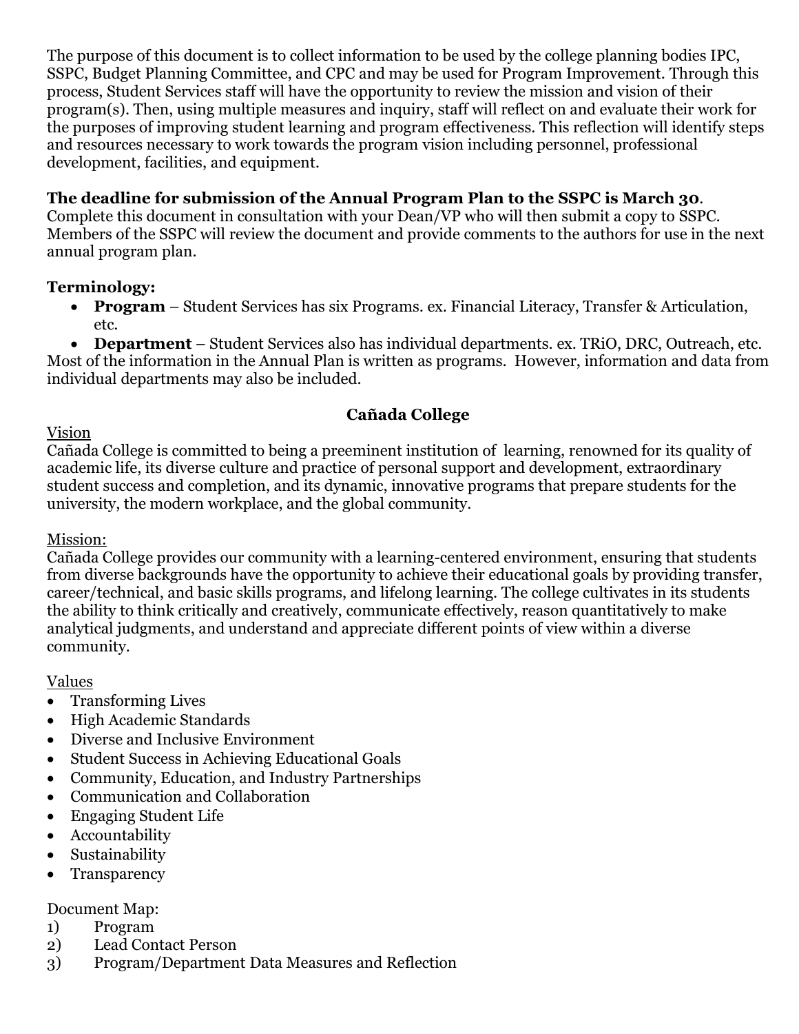The purpose of this document is to collect information to be used by the college planning bodies IPC, SSPC, Budget Planning Committee, and CPC and may be used for Program Improvement. Through this process, Student Services staff will have the opportunity to review the mission and vision of their program(s). Then, using multiple measures and inquiry, staff will reflect on and evaluate their work for the purposes of improving student learning and program effectiveness. This reflection will identify steps and resources necessary to work towards the program vision including personnel, professional development, facilities, and equipment.

**The deadline for submission of the Annual Program Plan to the SSPC is March 30**. Complete this document in consultation with your Dean/VP who will then submit a copy to SSPC. Members of the SSPC will review the document and provide comments to the authors for use in the next annual program plan.

**Terminology:**

- **Program** – Student Services has six Programs. ex. Financial Literacy, Transfer & Articulation, etc.
- **Department** – Student Services also has individual departments. ex. TRiO, DRC, Outreach, etc.

Most of the information in the Annual Plan is written as programs. However, information and data from individual departments may also be included.

## Cañada College

Vision

Cañada College is committed to being a preeminent institution of learning, renowned for its quality of academic life, its diverse culture and practice of personal support and development, extraordinary student success and completion, and its dynamic, innovative programs that prepare students for the university, the modern workplace, and the global community.

Mission:

Cañada College provides our community with a learning-centered environment, ensuring that students from diverse backgrounds have the opportunity to achieve their educational goals by providing transfer, career/technical, and basic skills programs, and lifelong learning. The college cultivates in its students the ability to think critically and creatively, communicate effectively, reason quantitatively to make analytical judgments, and understand and appreciate different points of view within a diverse community.

Values

- Transforming Lives
- High Academic Standards
- Diverse and Inclusive Environment
- Student Success in Achieving Educational Goals
- Community, Education, and Industry Partnerships
- Communication and Collaboration
- Engaging Student Life
- Accountability
- Sustainability
- Transparency

Document Map:

1) Program
2) Lead Contact Person
3) Program/Department Data Measures and Reflection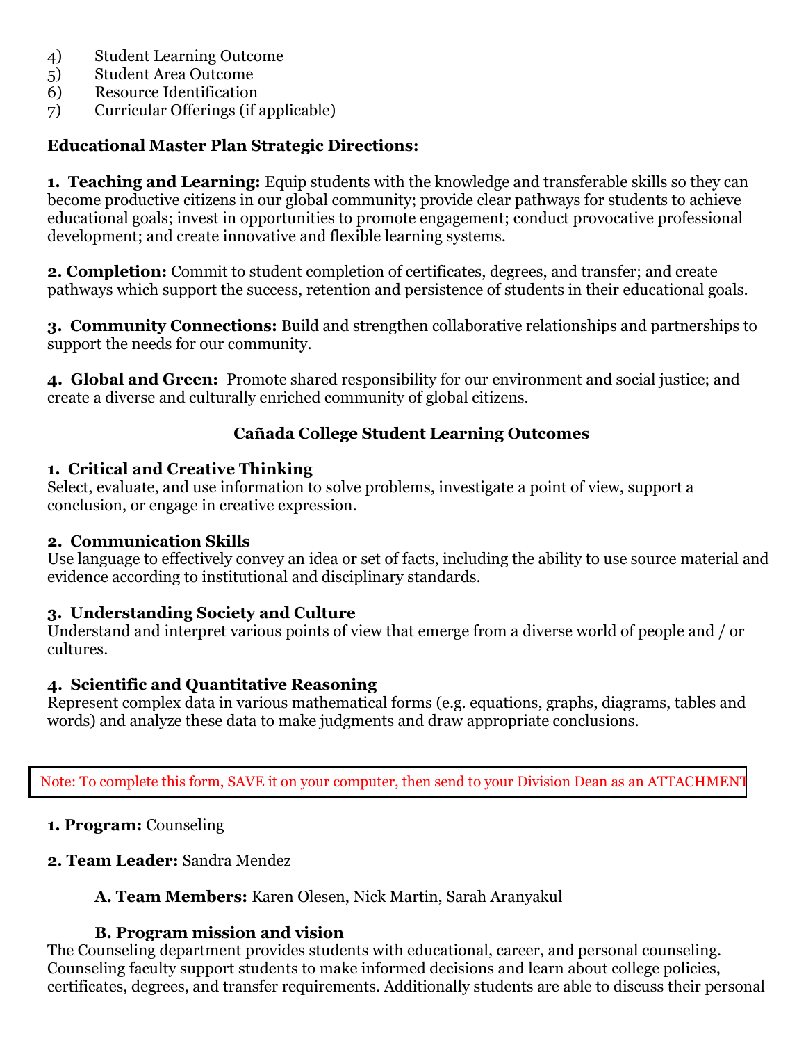4) Student Learning Outcome
5) Student Area Outcome
6) Resource Identification
7) Curricular Offerings (if applicable)

**Educational Master Plan Strategic Directions:**

**1. Teaching and Learning:** Equip students with the knowledge and transferable skills so they can become productive citizens in our global community; provide clear pathways for students to achieve educational goals; invest in opportunities to promote engagement; conduct provocative professional development; and create innovative and flexible learning systems.

**2. Completion:** Commit to student completion of certificates, degrees, and transfer; and create pathways which support the success, retention and persistence of students in their educational goals.

**3. Community Connections:** Build and strengthen collaborative relationships and partnerships to support the needs for our community.

**4. Global and Green:** Promote shared responsibility for our environment and social justice; and create a diverse and culturally enriched community of global citizens.

## Cañada College Student Learning Outcomes

**1. Critical and Creative Thinking**
Select, evaluate, and use information to solve problems, investigate a point of view, support a conclusion, or engage in creative expression.

**2. Communication Skills**
Use language to effectively convey an idea or set of facts, including the ability to use source material and evidence according to institutional and disciplinary standards.

**3. Understanding Society and Culture**
Understand and interpret various points of view that emerge from a diverse world of people and / or cultures.

**4. Scientific and Quantitative Reasoning**
Represent complex data in various mathematical forms (e.g. equations, graphs, diagrams, tables and words) and analyze these data to make judgments and draw appropriate conclusions.

Note: To complete this form, SAVE it on your computer, then send to your Division Dean as an ATTACHMENT

**1. Program:** Counseling

**2. Team Leader:** Sandra Mendez

**A. Team Members:** Karen Olesen, Nick Martin, Sarah Aranyakul

**B. Program mission and vision**

The Counseling department provides students with educational, career, and personal counseling. Counseling faculty support students to make informed decisions and learn about college policies, certificates, degrees, and transfer requirements. Additionally students are able to discuss their personal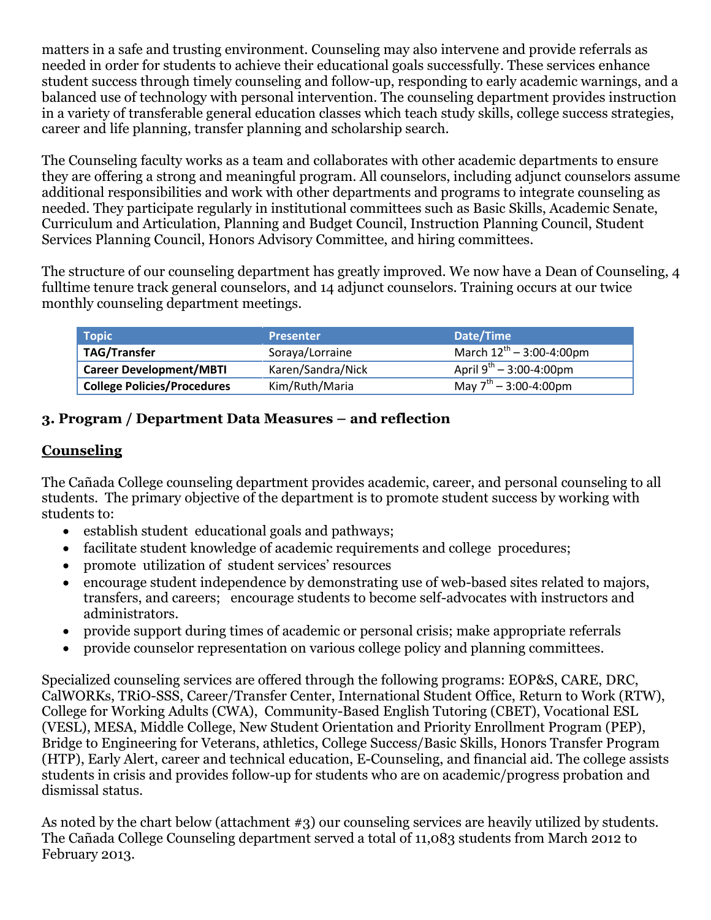matters in a safe and trusting environment. Counseling may also intervene and provide referrals as needed in order for students to achieve their educational goals successfully. These services enhance student success through timely counseling and follow-up, responding to early academic warnings, and a balanced use of technology with personal intervention. The counseling department provides instruction in a variety of transferable general education classes which teach study skills, college success strategies, career and life planning, transfer planning and scholarship search.

The Counseling faculty works as a team and collaborates with other academic departments to ensure they are offering a strong and meaningful program. All counselors, including adjunct counselors assume additional responsibilities and work with other departments and programs to integrate counseling as needed. They participate regularly in institutional committees such as Basic Skills, Academic Senate, Curriculum and Articulation, Planning and Budget Council, Instruction Planning Council, Student Services Planning Council, Honors Advisory Committee, and hiring committees.

The structure of our counseling department has greatly improved. We now have a Dean of Counseling, 4 fulltime tenure track general counselors, and 14 adjunct counselors. Training occurs at our twice monthly counseling department meetings.

| Topic | Presenter | Date/Time |
|---|---|---|
| **TAG/Transfer** | Soraya/Lorraine | March 12th – 3:00-4:00pm |
| **Career Development/MBTI** | Karen/Sandra/Nick | April 9th – 3:00-4:00pm |
| **College Policies/Procedures** | Kim/Ruth/Maria | May 7th – 3:00-4:00pm |

### 3. Program / Department Data Measures – and reflection

#### Counseling

The Cañada College counseling department provides academic, career, and personal counseling to all students. The primary objective of the department is to promote student success by working with students to:

- establish student educational goals and pathways;
- facilitate student knowledge of academic requirements and college procedures;
- promote utilization of student services' resources
- encourage student independence by demonstrating use of web-based sites related to majors, transfers, and careers; encourage students to become self-advocates with instructors and administrators.
- provide support during times of academic or personal crisis; make appropriate referrals
- provide counselor representation on various college policy and planning committees.

Specialized counseling services are offered through the following programs: EOP&S, CARE, DRC, CalWORKs, TRiO-SSS, Career/Transfer Center, International Student Office, Return to Work (RTW), College for Working Adults (CWA), Community-Based English Tutoring (CBET), Vocational ESL (VESL), MESA, Middle College, New Student Orientation and Priority Enrollment Program (PEP), Bridge to Engineering for Veterans, athletics, College Success/Basic Skills, Honors Transfer Program (HTP), Early Alert, career and technical education, E-Counseling, and financial aid. The college assists students in crisis and provides follow-up for students who are on academic/progress probation and dismissal status.

As noted by the chart below (attachment #3) our counseling services are heavily utilized by students. The Cañada College Counseling department served a total of 11,083 students from March 2012 to February 2013.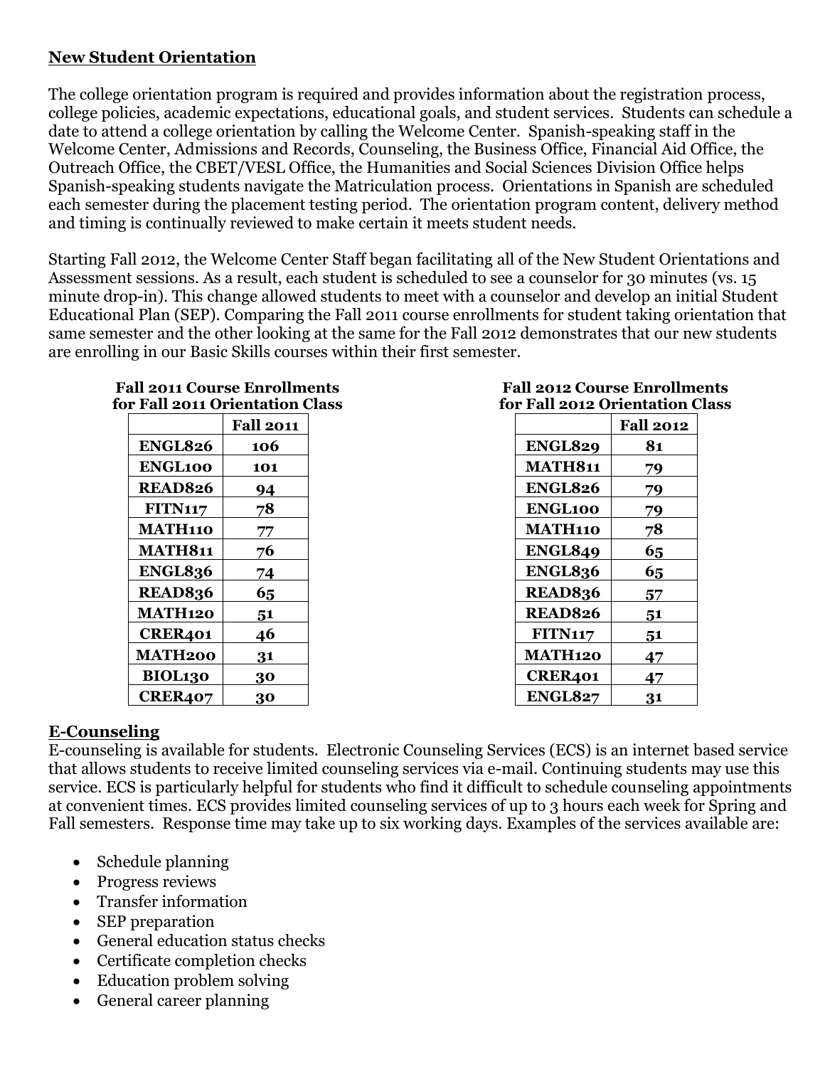## New Student Orientation

The college orientation program is required and provides information about the registration process, college policies, academic expectations, educational goals, and student services. Students can schedule a date to attend a college orientation by calling the Welcome Center. Spanish-speaking staff in the Welcome Center, Admissions and Records, Counseling, the Business Office, Financial Aid Office, the Outreach Office, the CBET/VESL Office, the Humanities and Social Sciences Division Office helps Spanish-speaking students navigate the Matriculation process. Orientations in Spanish are scheduled each semester during the placement testing period. The orientation program content, delivery method and timing is continually reviewed to make certain it meets student needs.

Starting Fall 2012, the Welcome Center Staff began facilitating all of the New Student Orientations and Assessment sessions. As a result, each student is scheduled to see a counselor for 30 minutes (vs. 15 minute drop-in). This change allowed students to meet with a counselor and develop an initial Student Educational Plan (SEP). Comparing the Fall 2011 course enrollments for student taking orientation that same semester and the other looking at the same for the Fall 2012 demonstrates that our new students are enrolling in our Basic Skills courses within their first semester.

**Fall 2011 Course Enrollments for Fall 2011 Orientation Class**

| | Fall 2011 |
|---|---|
| ENGL826 | 106 |
| ENGL100 | 101 |
| READ826 | 94 |
| FITN117 | 78 |
| MATH110 | 77 |
| MATH811 | 76 |
| ENGL836 | 74 |
| READ836 | 65 |
| MATH120 | 51 |
| CRER401 | 46 |
| MATH200 | 31 |
| BIOL130 | 30 |
| CRER407 | 30 |

**Fall 2012 Course Enrollments for Fall 2012 Orientation Class**

| | Fall 2012 |
|---|---|
| ENGL829 | 81 |
| MATH811 | 79 |
| ENGL826 | 79 |
| ENGL100 | 79 |
| MATH110 | 78 |
| ENGL849 | 65 |
| ENGL836 | 65 |
| READ836 | 57 |
| READ826 | 51 |
| FITN117 | 51 |
| MATH120 | 47 |
| CRER401 | 47 |
| ENGL827 | 31 |

## E-Counseling

E-counseling is available for students. Electronic Counseling Services (ECS) is an internet based service that allows students to receive limited counseling services via e-mail. Continuing students may use this service. ECS is particularly helpful for students who find it difficult to schedule counseling appointments at convenient times. ECS provides limited counseling services of up to 3 hours each week for Spring and Fall semesters. Response time may take up to six working days. Examples of the services available are:

- Schedule planning
- Progress reviews
- Transfer information
- SEP preparation
- General education status checks
- Certificate completion checks
- Education problem solving
- General career planning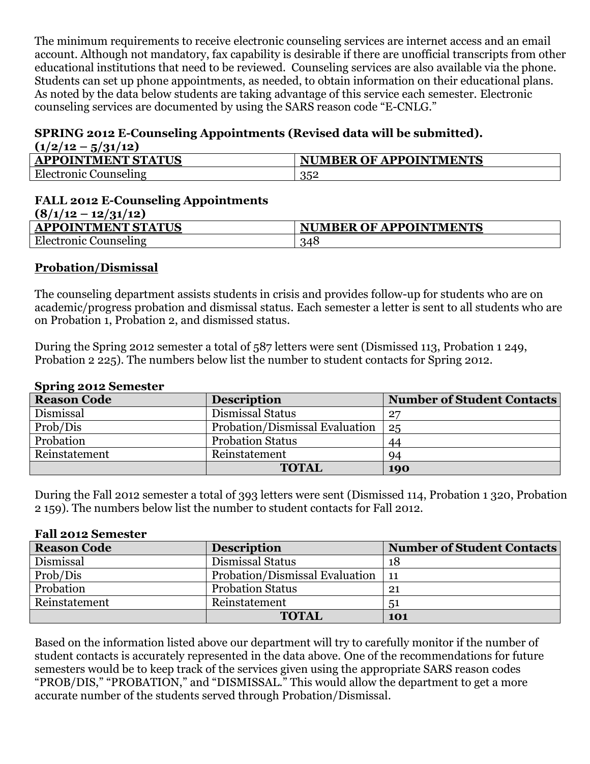The minimum requirements to receive electronic counseling services are internet access and an email account. Although not mandatory, fax capability is desirable if there are unofficial transcripts from other educational institutions that need to be reviewed. Counseling services are also available via the phone. Students can set up phone appointments, as needed, to obtain information on their educational plans. As noted by the data below students are taking advantage of this service each semester. Electronic counseling services are documented by using the SARS reason code "E-CNLG."

**SPRING 2012 E-Counseling Appointments (Revised data will be submitted).**
**(1/2/12 – 5/31/12)**

| APPOINTMENT STATUS | NUMBER OF APPOINTMENTS |
|---|---|
| Electronic Counseling | 352 |

**FALL 2012 E-Counseling Appointments**
**(8/1/12 – 12/31/12)**

| APPOINTMENT STATUS | NUMBER OF APPOINTMENTS |
|---|---|
| Electronic Counseling | 348 |

## Probation/Dismissal

The counseling department assists students in crisis and provides follow-up for students who are on academic/progress probation and dismissal status. Each semester a letter is sent to all students who are on Probation 1, Probation 2, and dismissed status.

During the Spring 2012 semester a total of 587 letters were sent (Dismissed 113, Probation 1 249, Probation 2 225). The numbers below list the number to student contacts for Spring 2012.

**Spring 2012 Semester**

| Reason Code | Description | Number of Student Contacts |
|---|---|---|
| Dismissal | Dismissal Status | 27 |
| Prob/Dis | Probation/Dismissal Evaluation | 25 |
| Probation | Probation Status | 44 |
| Reinstatement | Reinstatement | 94 |
| | **TOTAL** | **190** |

During the Fall 2012 semester a total of 393 letters were sent (Dismissed 114, Probation 1 320, Probation 2 159). The numbers below list the number to student contacts for Fall 2012.

**Fall 2012 Semester**

| Reason Code | Description | Number of Student Contacts |
|---|---|---|
| Dismissal | Dismissal Status | 18 |
| Prob/Dis | Probation/Dismissal Evaluation | 11 |
| Probation | Probation Status | 21 |
| Reinstatement | Reinstatement | 51 |
| | **TOTAL** | **101** |

Based on the information listed above our department will try to carefully monitor if the number of student contacts is accurately represented in the data above. One of the recommendations for future semesters would be to keep track of the services given using the appropriate SARS reason codes "PROB/DIS," "PROBATION," and "DISMISSAL." This would allow the department to get a more accurate number of the students served through Probation/Dismissal.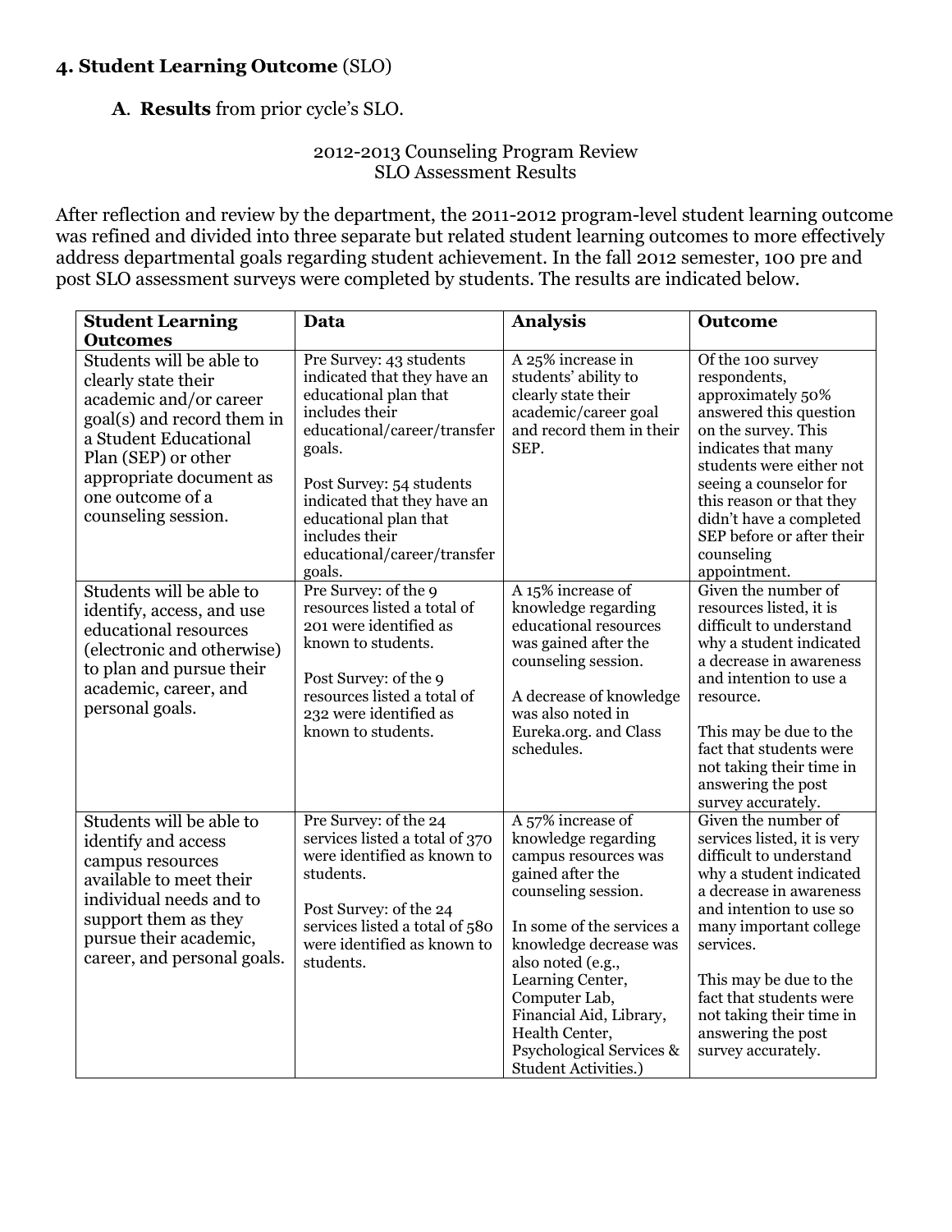## 4. Student Learning Outcome (SLO)

### A. Results from prior cycle's SLO.

2012-2013 Counseling Program Review
SLO Assessment Results

After reflection and review by the department, the 2011-2012 program-level student learning outcome was refined and divided into three separate but related student learning outcomes to more effectively address departmental goals regarding student achievement. In the fall 2012 semester, 100 pre and post SLO assessment surveys were completed by students. The results are indicated below.

| Student Learning Outcomes | Data | Analysis | Outcome |
|---|---|---|---|
| Students will be able to clearly state their academic and/or career goal(s) and record them in a Student Educational Plan (SEP) or other appropriate document as one outcome of a counseling session. | Pre Survey: 43 students indicated that they have an educational plan that includes their educational/career/transfer goals.<br><br>Post Survey: 54 students indicated that they have an educational plan that includes their educational/career/transfer goals. | A 25% increase in students' ability to clearly state their academic/career goal and record them in their SEP. | Of the 100 survey respondents, approximately 50% answered this question on the survey. This indicates that many students were either not seeing a counselor for this reason or that they didn't have a completed SEP before or after their counseling appointment. |
| Students will be able to identify, access, and use educational resources (electronic and otherwise) to plan and pursue their academic, career, and personal goals. | Pre Survey: of the 9 resources listed a total of 201 were identified as known to students.<br><br>Post Survey: of the 9 resources listed a total of 232 were identified as known to students. | A 15% increase of knowledge regarding educational resources was gained after the counseling session.<br><br>A decrease of knowledge was also noted in Eureka.org. and Class schedules. | Given the number of resources listed, it is difficult to understand why a student indicated a decrease in awareness and intention to use a resource.<br><br>This may be due to the fact that students were not taking their time in answering the post survey accurately. |
| Students will be able to identify and access campus resources available to meet their individual needs and to support them as they pursue their academic, career, and personal goals. | Pre Survey: of the 24 services listed a total of 370 were identified as known to students.<br><br>Post Survey: of the 24 services listed a total of 580 were identified as known to students. | A 57% increase of knowledge regarding campus resources was gained after the counseling session.<br><br>In some of the services a knowledge decrease was also noted (e.g., Learning Center, Computer Lab, Financial Aid, Library, Health Center, Psychological Services & Student Activities.) | Given the number of services listed, it is very difficult to understand why a student indicated a decrease in awareness and intention to use so many important college services.<br><br>This may be due to the fact that students were not taking their time in answering the post survey accurately. |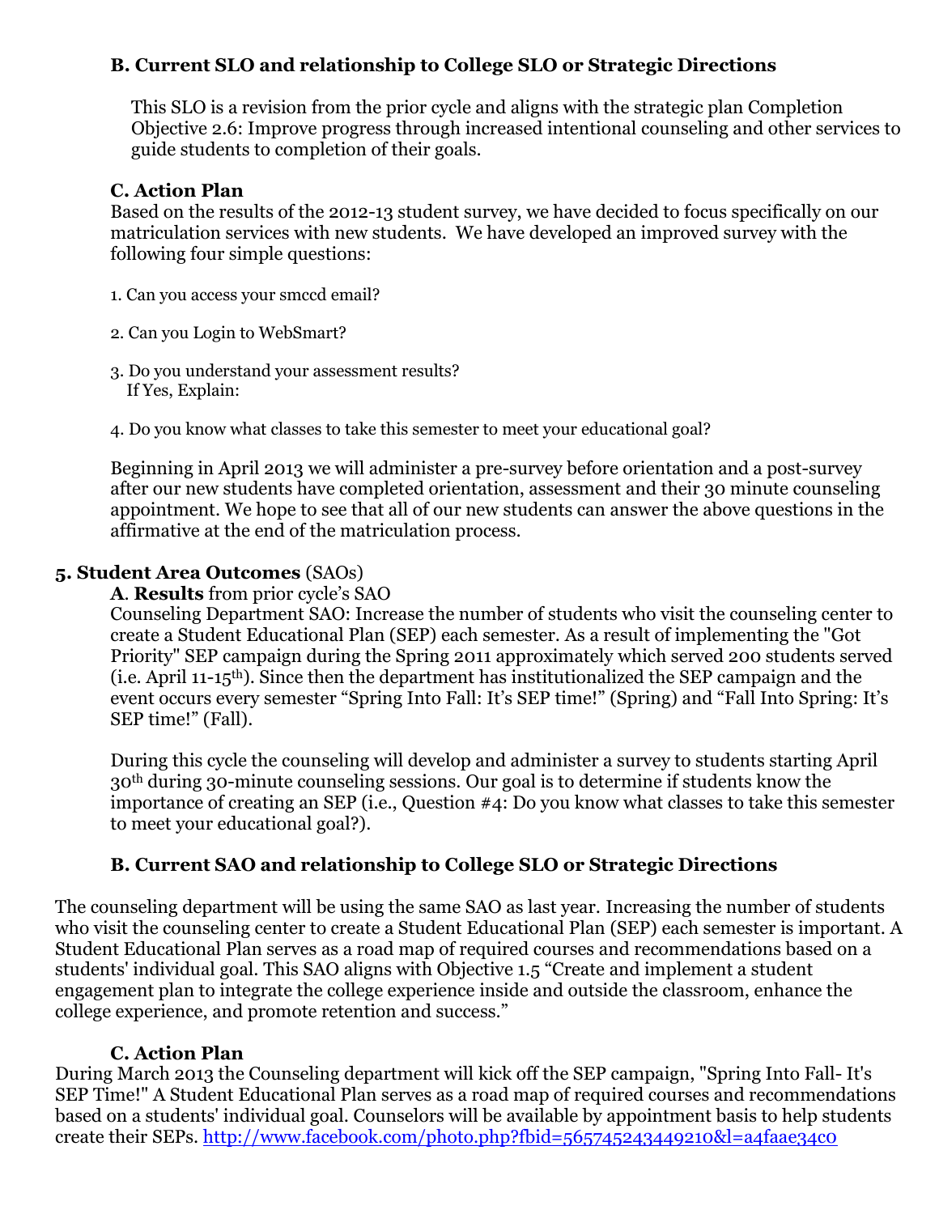### B. Current SLO and relationship to College SLO or Strategic Directions

This SLO is a revision from the prior cycle and aligns with the strategic plan Completion Objective 2.6: Improve progress through increased intentional counseling and other services to guide students to completion of their goals.

### C. Action Plan

Based on the results of the 2012-13 student survey, we have decided to focus specifically on our matriculation services with new students. We have developed an improved survey with the following four simple questions:

1. Can you access your smccd email?

2. Can you Login to WebSmart?

3. Do you understand your assessment results?
   If Yes, Explain:

4. Do you know what classes to take this semester to meet your educational goal?

Beginning in April 2013 we will administer a pre-survey before orientation and a post-survey after our new students have completed orientation, assessment and their 30 minute counseling appointment. We hope to see that all of our new students can answer the above questions in the affirmative at the end of the matriculation process.

## 5. Student Area Outcomes (SAOs)

**A**. **Results** from prior cycle's SAO

Counseling Department SAO: Increase the number of students who visit the counseling center to create a Student Educational Plan (SEP) each semester. As a result of implementing the "Got Priority" SEP campaign during the Spring 2011 approximately which served 200 students served (i.e. April 11-15th). Since then the department has institutionalized the SEP campaign and the event occurs every semester "Spring Into Fall: It's SEP time!" (Spring) and "Fall Into Spring: It's SEP time!" (Fall).

During this cycle the counseling will develop and administer a survey to students starting April 30th during 30-minute counseling sessions. Our goal is to determine if students know the importance of creating an SEP (i.e., Question #4: Do you know what classes to take this semester to meet your educational goal?).

### B. Current SAO and relationship to College SLO or Strategic Directions

The counseling department will be using the same SAO as last year. Increasing the number of students who visit the counseling center to create a Student Educational Plan (SEP) each semester is important. A Student Educational Plan serves as a road map of required courses and recommendations based on a students' individual goal. This SAO aligns with Objective 1.5 "Create and implement a student engagement plan to integrate the college experience inside and outside the classroom, enhance the college experience, and promote retention and success."

### C. Action Plan

During March 2013 the Counseling department will kick off the SEP campaign, "Spring Into Fall- It's SEP Time!" A Student Educational Plan serves as a road map of required courses and recommendations based on a students' individual goal. Counselors will be available by appointment basis to help students create their SEPs. [http://www.facebook.com/photo.php?fbid=565745243449210&l=a4faae34c0](http://www.facebook.com/photo.php?fbid=565745243449210&l=a4faae34c0)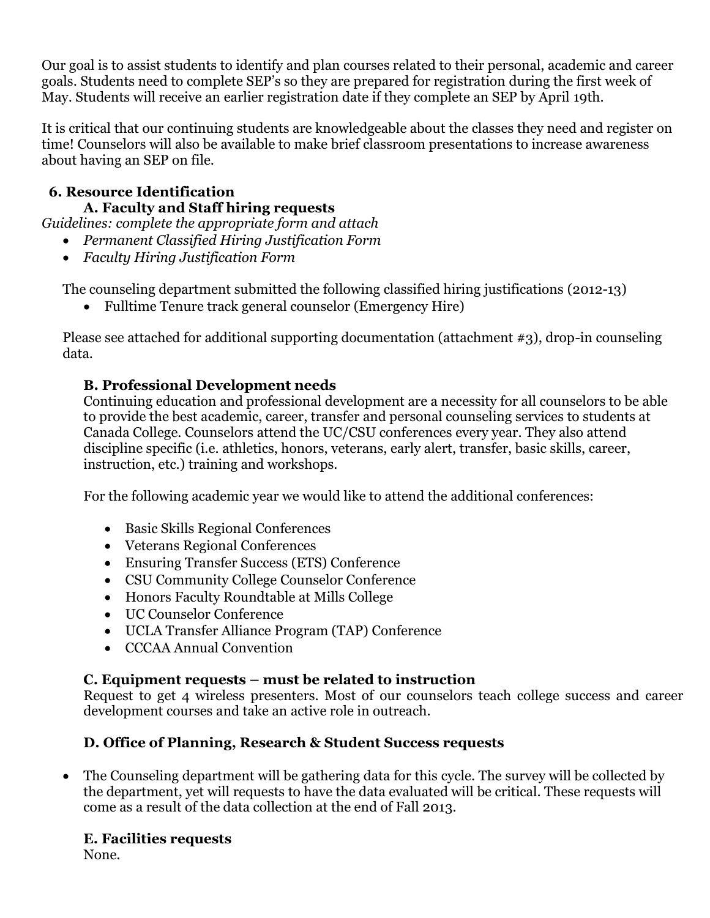Our goal is to assist students to identify and plan courses related to their personal, academic and career goals. Students need to complete SEP's so they are prepared for registration during the first week of May. Students will receive an earlier registration date if they complete an SEP by April 19th.

It is critical that our continuing students are knowledgeable about the classes they need and register on time! Counselors will also be available to make brief classroom presentations to increase awareness about having an SEP on file.

## 6. Resource Identification

### A. Faculty and Staff hiring requests

*Guidelines: complete the appropriate form and attach*

- *Permanent Classified Hiring Justification Form*
- *Faculty Hiring Justification Form*

The counseling department submitted the following classified hiring justifications (2012-13)

- Fulltime Tenure track general counselor (Emergency Hire)

Please see attached for additional supporting documentation (attachment #3), drop-in counseling data.

### B. Professional Development needs

Continuing education and professional development are a necessity for all counselors to be able to provide the best academic, career, transfer and personal counseling services to students at Canada College. Counselors attend the UC/CSU conferences every year. They also attend discipline specific (i.e. athletics, honors, veterans, early alert, transfer, basic skills, career, instruction, etc.) training and workshops.

For the following academic year we would like to attend the additional conferences:

- Basic Skills Regional Conferences
- Veterans Regional Conferences
- Ensuring Transfer Success (ETS) Conference
- CSU Community College Counselor Conference
- Honors Faculty Roundtable at Mills College
- UC Counselor Conference
- UCLA Transfer Alliance Program (TAP) Conference
- CCCAA Annual Convention

### C. Equipment requests – must be related to instruction

Request to get 4 wireless presenters. Most of our counselors teach college success and career development courses and take an active role in outreach.

### D. Office of Planning, Research & Student Success requests

- The Counseling department will be gathering data for this cycle. The survey will be collected by the department, yet will requests to have the data evaluated will be critical. These requests will come as a result of the data collection at the end of Fall 2013.

### E. Facilities requests

None.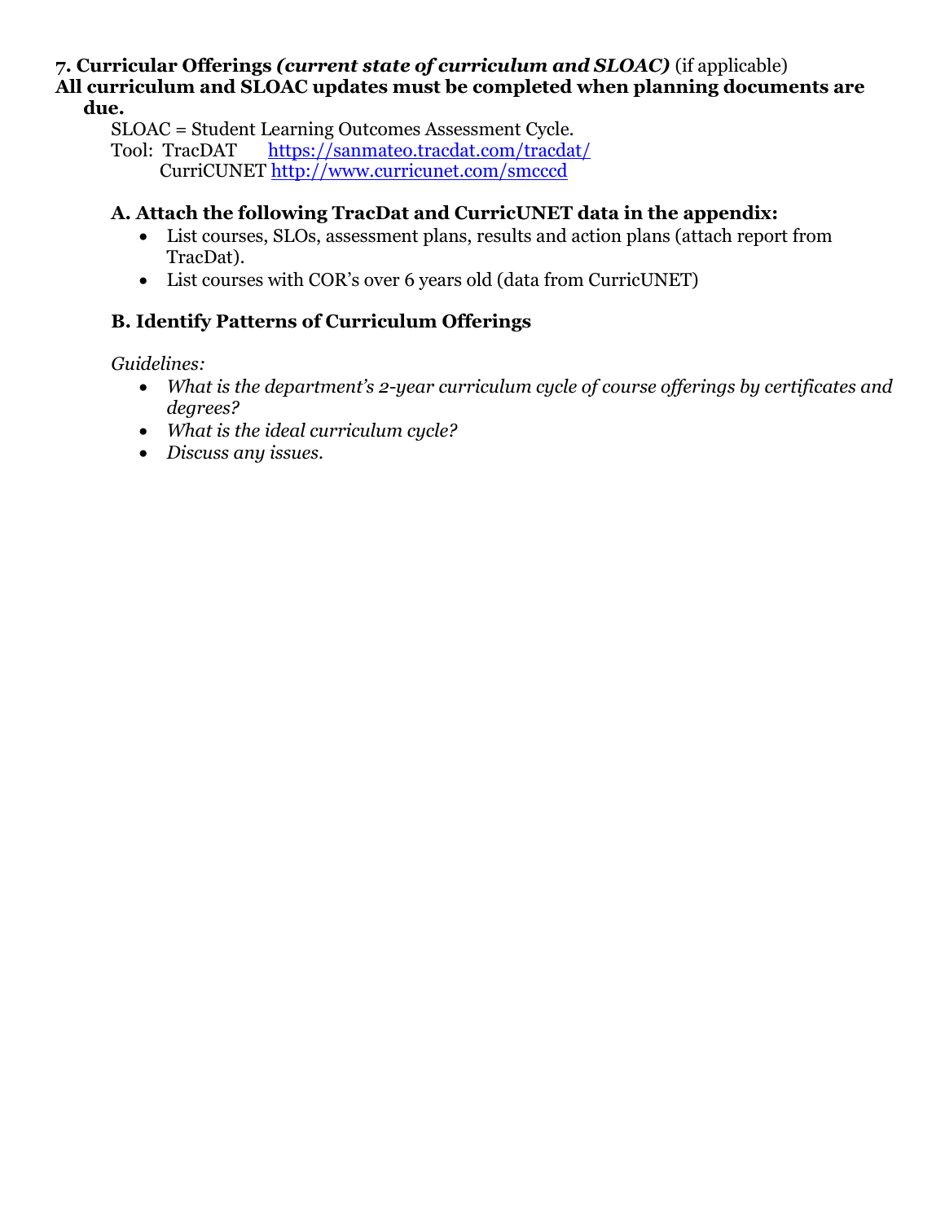**7. Curricular Offerings *(current state of curriculum and SLOAC)*** (if applicable)

**All curriculum and SLOAC updates must be completed when planning documents are due.**

SLOAC = Student Learning Outcomes Assessment Cycle.
Tool: TracDAT https://sanmateo.tracdat.com/tracdat/
CurriCUNET http://www.curricunet.com/smcccd

### A. Attach the following TracDat and CurricUNET data in the appendix:

- List courses, SLOs, assessment plans, results and action plans (attach report from TracDat).
- List courses with COR's over 6 years old (data from CurricUNET)

### B. Identify Patterns of Curriculum Offerings

*Guidelines:*

- *What is the department's 2-year curriculum cycle of course offerings by certificates and degrees?*
- *What is the ideal curriculum cycle?*
- *Discuss any issues.*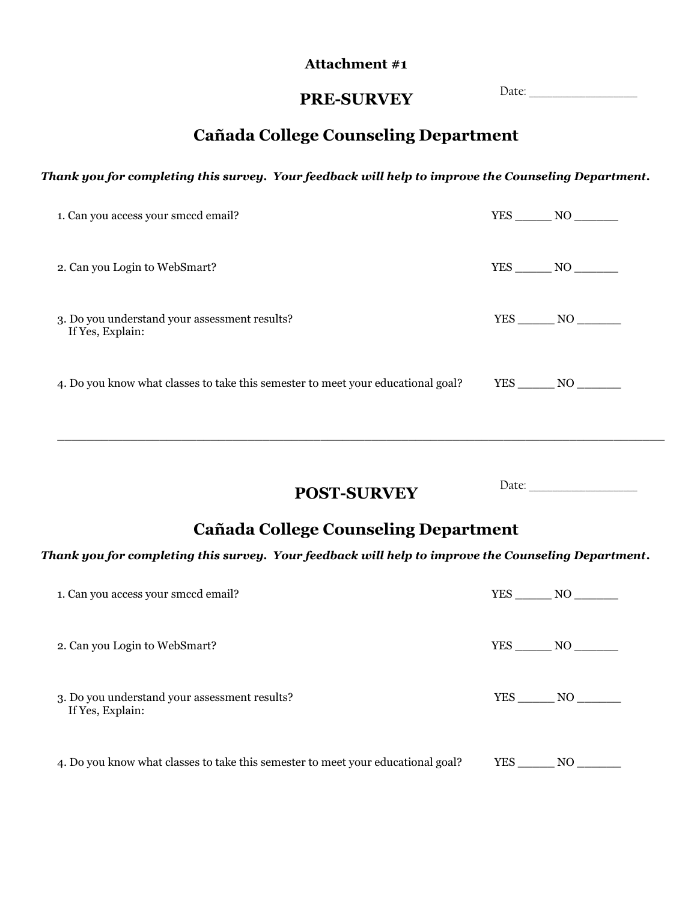**Attachment #1**

Date: _______________

## PRE-SURVEY

## Cañada College Counseling Department

***Thank you for completing this survey. Your feedback will help to improve the Counseling Department.***

1. Can you access your smccd email? YES _____ NO ______

2. Can you Login to WebSmart? YES _____ NO ______

3. Do you understand your assessment results? YES _____ NO ______
   If Yes, Explain:

4. Do you know what classes to take this semester to meet your educational goal? YES _____ NO ______

---

Date: ________________

## POST-SURVEY

## Cañada College Counseling Department

***Thank you for completing this survey. Your feedback will help to improve the Counseling Department.***

1. Can you access your smccd email? YES _____ NO ______

2. Can you Login to WebSmart? YES _____ NO ______

3. Do you understand your assessment results? YES _____ NO ______
   If Yes, Explain:

4. Do you know what classes to take this semester to meet your educational goal? YES _____ NO ______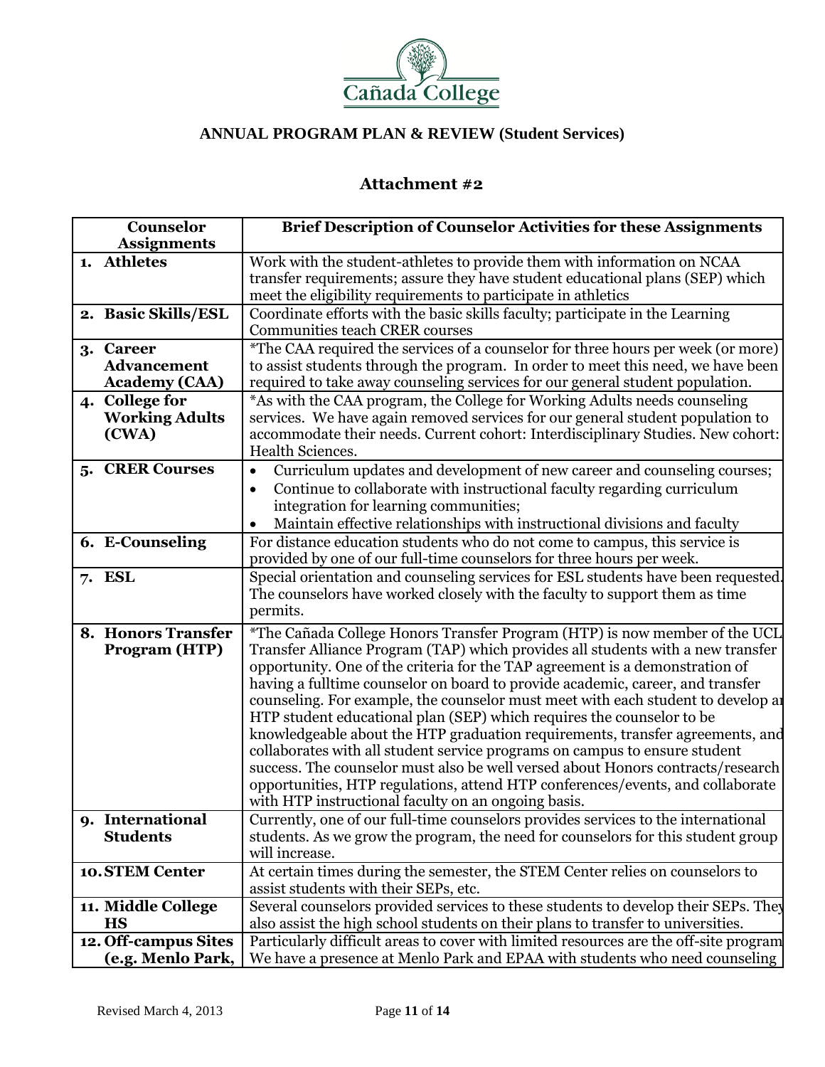Cañada College

**ANNUAL PROGRAM PLAN & REVIEW (Student Services)**

## Attachment #2

| Counselor Assignments | Brief Description of Counselor Activities for these Assignments |
|---|---|
| **1. Athletes** | Work with the student-athletes to provide them with information on NCAA transfer requirements; assure they have student educational plans (SEP) which meet the eligibility requirements to participate in athletics |
| **2. Basic Skills/ESL** | Coordinate efforts with the basic skills faculty; participate in the Learning Communities teach CRER courses |
| **3. Career Advancement Academy (CAA)** | *The CAA required the services of a counselor for three hours per week (or more) to assist students through the program. In order to meet this need, we have been required to take away counseling services for our general student population. |
| **4. College for Working Adults (CWA)** | *As with the CAA program, the College for Working Adults needs counseling services. We have again removed services for our general student population to accommodate their needs. Current cohort: Interdisciplinary Studies. New cohort: Health Sciences. |
| **5. CRER Courses** | • Curriculum updates and development of new career and counseling courses; • Continue to collaborate with instructional faculty regarding curriculum integration for learning communities; • Maintain effective relationships with instructional divisions and faculty |
| **6. E-Counseling** | For distance education students who do not come to campus, this service is provided by one of our full-time counselors for three hours per week. |
| **7. ESL** | Special orientation and counseling services for ESL students have been requested. The counselors have worked closely with the faculty to support them as time permits. |
| **8. Honors Transfer Program (HTP)** | *The Cañada College Honors Transfer Program (HTP) is now member of the UCL Transfer Alliance Program (TAP) which provides all students with a new transfer opportunity. One of the criteria for the TAP agreement is a demonstration of having a fulltime counselor on board to provide academic, career, and transfer counseling. For example, the counselor must meet with each student to develop an HTP student educational plan (SEP) which requires the counselor to be knowledgeable about the HTP graduation requirements, transfer agreements, and collaborates with all student service programs on campus to ensure student success. The counselor must also be well versed about Honors contracts/research opportunities, HTP regulations, attend HTP conferences/events, and collaborate with HTP instructional faculty on an ongoing basis. |
| **9. International Students** | Currently, one of our full-time counselors provides services to the international students. As we grow the program, the need for counselors for this student group will increase. |
| **10. STEM Center** | At certain times during the semester, the STEM Center relies on counselors to assist students with their SEPs, etc. |
| **11. Middle College HS** | Several counselors provided services to these students to develop their SEPs. They also assist the high school students on their plans to transfer to universities. |
| **12. Off-campus Sites (e.g. Menlo Park,** | Particularly difficult areas to cover with limited resources are the off-site program We have a presence at Menlo Park and EPAA with students who need counseling |

Revised March 4, 2013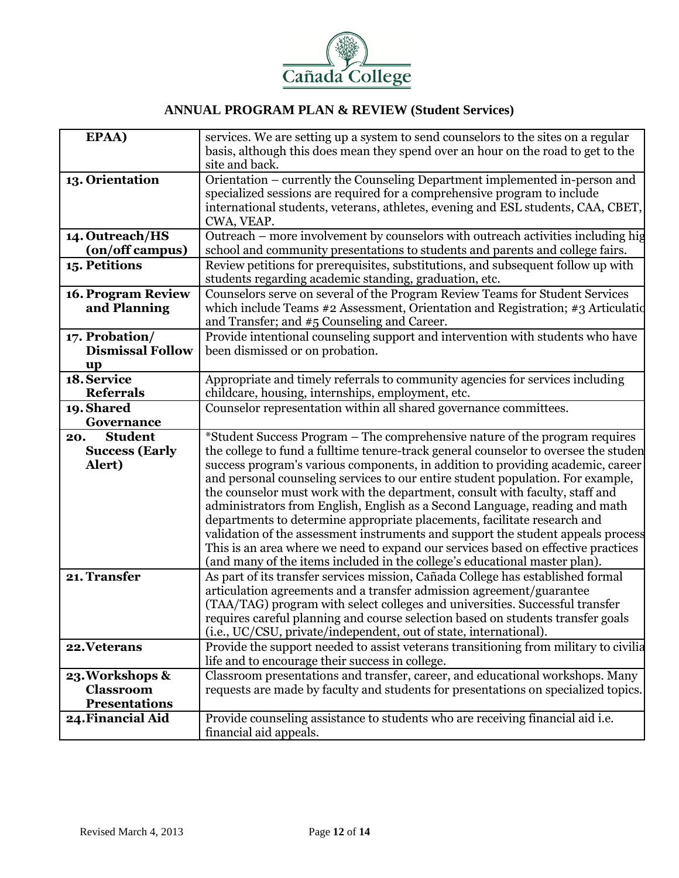## ANNUAL PROGRAM PLAN & REVIEW (Student Services)

| | |
|---|---|
| **EPAA)** | services. We are setting up a system to send counselors to the sites on a regular basis, although this does mean they spend over an hour on the road to get to the site and back. |
| **13. Orientation** | Orientation – currently the Counseling Department implemented in-person and specialized sessions are required for a comprehensive program to include international students, veterans, athletes, evening and ESL students, CAA, CBET, CWA, VEAP. |
| **14. Outreach/HS (on/off campus)** | Outreach – more involvement by counselors with outreach activities including hig school and community presentations to students and parents and college fairs. |
| **15. Petitions** | Review petitions for prerequisites, substitutions, and subsequent follow up with students regarding academic standing, graduation, etc. |
| **16. Program Review and Planning** | Counselors serve on several of the Program Review Teams for Student Services which include Teams #2 Assessment, Orientation and Registration; #3 Articulatio and Transfer; and #5 Counseling and Career. |
| **17. Probation/ Dismissal Follow up** | Provide intentional counseling support and intervention with students who have been dismissed or on probation. |
| **18. Service Referrals** | Appropriate and timely referrals to community agencies for services including childcare, housing, internships, employment, etc. |
| **19. Shared Governance** | Counselor representation within all shared governance committees. |
| **20. Student Success (Early Alert)** | *Student Success Program – The comprehensive nature of the program requires the college to fund a fulltime tenure-track general counselor to oversee the studen success program's various components, in addition to providing academic, career and personal counseling services to our entire student population. For example, the counselor must work with the department, consult with faculty, staff and administrators from English, English as a Second Language, reading and math departments to determine appropriate placements, facilitate research and validation of the assessment instruments and support the student appeals process This is an area where we need to expand our services based on effective practices (and many of the items included in the college's educational master plan). |
| **21. Transfer** | As part of its transfer services mission, Cañada College has established formal articulation agreements and a transfer admission agreement/guarantee (TAA/TAG) program with select colleges and universities. Successful transfer requires careful planning and course selection based on students transfer goals (i.e., UC/CSU, private/independent, out of state, international). |
| **22. Veterans** | Provide the support needed to assist veterans transitioning from military to civilia life and to encourage their success in college. |
| **23. Workshops & Classroom Presentations** | Classroom presentations and transfer, career, and educational workshops. Many requests are made by faculty and students for presentations on specialized topics. |
| **24. Financial Aid** | Provide counseling assistance to students who are receiving financial aid i.e. financial aid appeals. |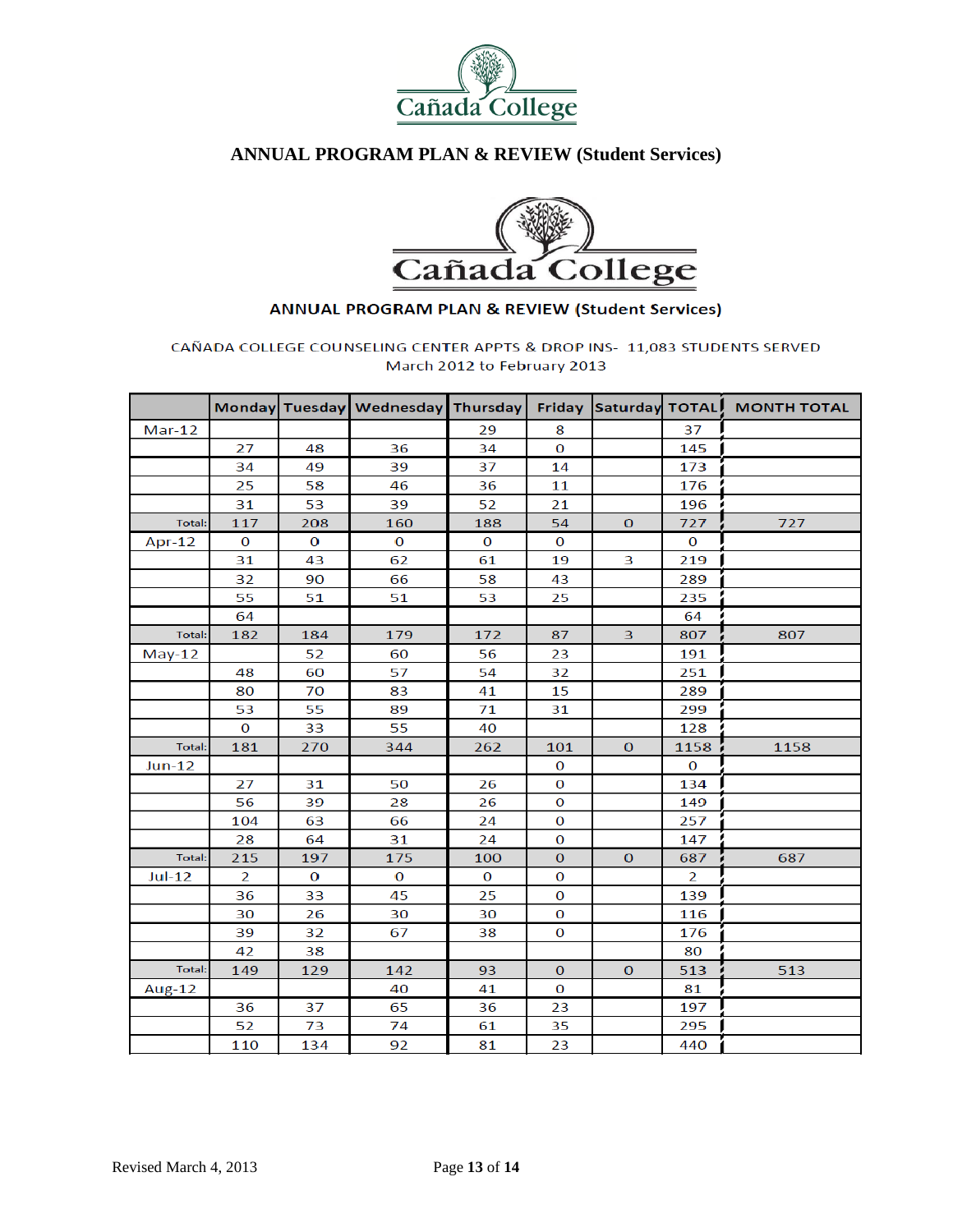# ANNUAL PROGRAM PLAN & REVIEW (Student Services)

## ANNUAL PROGRAM PLAN & REVIEW (Student Services)

CAÑADA COLLEGE COUNSELING CENTER APPTS & DROP INS- 11,083 STUDENTS SERVED
March 2012 to February 2013

| | Monday | Tuesday | Wednesday | Thursday | Friday | Saturday | TOTAL | MONTH TOTAL |
|---|---|---|---|---|---|---|---|---|
| Mar-12 | | | | 29 | 8 | | 37 | |
| | 27 | 48 | 36 | 34 | 0 | | 145 | |
| | 34 | 49 | 39 | 37 | 14 | | 173 | |
| | 25 | 58 | 46 | 36 | 11 | | 176 | |
| | 31 | 53 | 39 | 52 | 21 | | 196 | |
| Total: | 117 | 208 | 160 | 188 | 54 | 0 | 727 | 727 |
| Apr-12 | 0 | 0 | 0 | 0 | 0 | | 0 | |
| | 31 | 43 | 62 | 61 | 19 | 3 | 219 | |
| | 32 | 90 | 66 | 58 | 43 | | 289 | |
| | 55 | 51 | 51 | 53 | 25 | | 235 | |
| | 64 | | | | | | 64 | |
| Total: | 182 | 184 | 179 | 172 | 87 | 3 | 807 | 807 |
| May-12 | | 52 | 60 | 56 | 23 | | 191 | |
| | 48 | 60 | 57 | 54 | 32 | | 251 | |
| | 80 | 70 | 83 | 41 | 15 | | 289 | |
| | 53 | 55 | 89 | 71 | 31 | | 299 | |
| | 0 | 33 | 55 | 40 | | | 128 | |
| Total: | 181 | 270 | 344 | 262 | 101 | 0 | 1158 | 1158 |
| Jun-12 | | | | | 0 | | 0 | |
| | 27 | 31 | 50 | 26 | 0 | | 134 | |
| | 56 | 39 | 28 | 26 | 0 | | 149 | |
| | 104 | 63 | 66 | 24 | 0 | | 257 | |
| | 28 | 64 | 31 | 24 | 0 | | 147 | |
| Total: | 215 | 197 | 175 | 100 | 0 | 0 | 687 | 687 |
| Jul-12 | 2 | 0 | 0 | 0 | 0 | | 2 | |
| | 36 | 33 | 45 | 25 | 0 | | 139 | |
| | 30 | 26 | 30 | 30 | 0 | | 116 | |
| | 39 | 32 | 67 | 38 | 0 | | 176 | |
| | 42 | 38 | | | | | 80 | |
| Total: | 149 | 129 | 142 | 93 | 0 | 0 | 513 | 513 |
| Aug-12 | | | 40 | 41 | 0 | | 81 | |
| | 36 | 37 | 65 | 36 | 23 | | 197 | |
| | 52 | 73 | 74 | 61 | 35 | | 295 | |
| | 110 | 134 | 92 | 81 | 23 | | 440 | |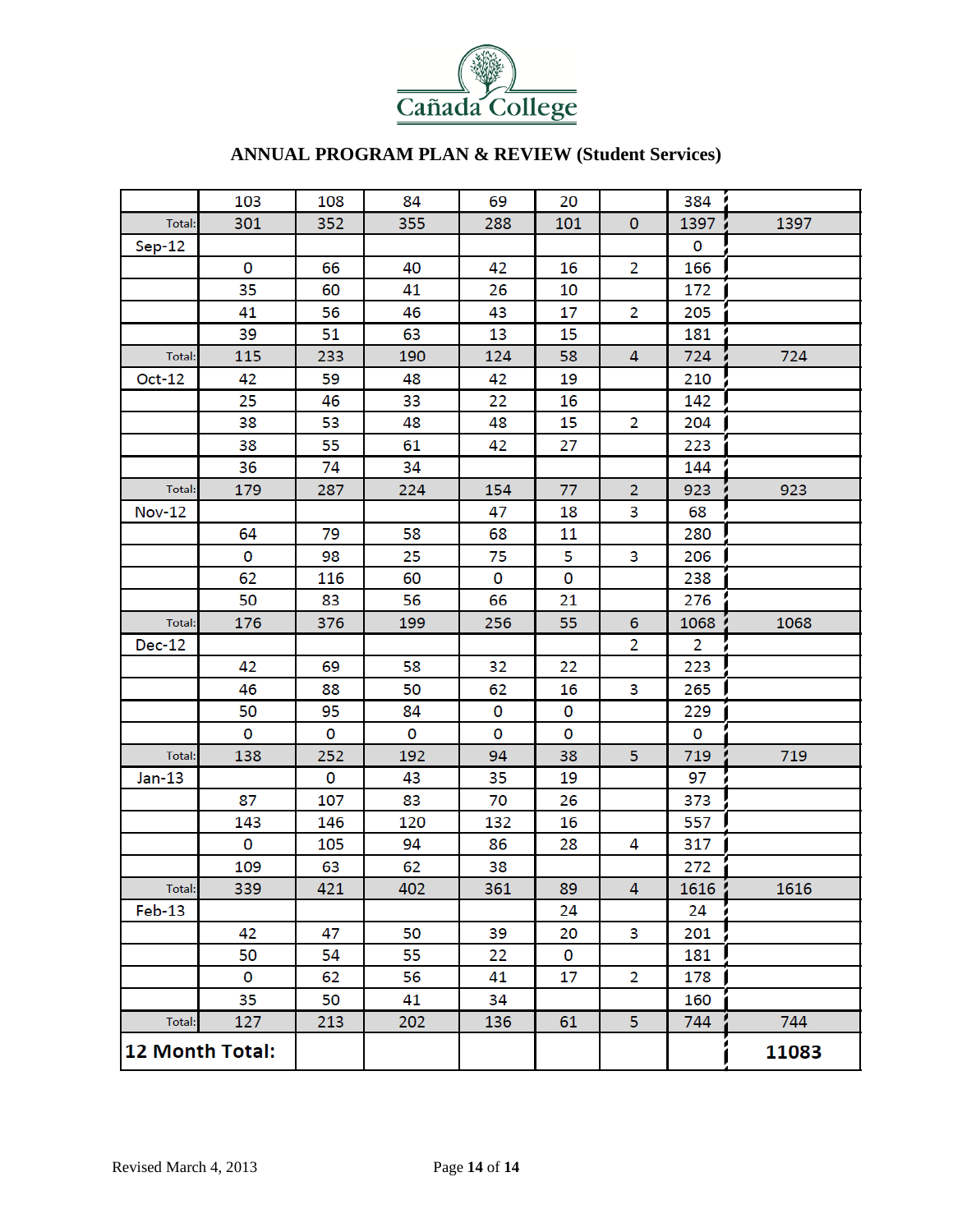Cañada College

**ANNUAL PROGRAM PLAN & REVIEW (Student Services)**

| | | | | | | | | |
|---|---|---|---|---|---|---|---|---|
| | 103 | 108 | 84 | 69 | 20 | | 384 | |
| Total: | 301 | 352 | 355 | 288 | 101 | 0 | 1397 | 1397 |
| Sep-12 | | | | | | | 0 | |
| | 0 | 66 | 40 | 42 | 16 | 2 | 166 | |
| | 35 | 60 | 41 | 26 | 10 | | 172 | |
| | 41 | 56 | 46 | 43 | 17 | 2 | 205 | |
| | 39 | 51 | 63 | 13 | 15 | | 181 | |
| Total: | 115 | 233 | 190 | 124 | 58 | 4 | 724 | 724 |
| Oct-12 | 42 | 59 | 48 | 42 | 19 | | 210 | |
| | 25 | 46 | 33 | 22 | 16 | | 142 | |
| | 38 | 53 | 48 | 48 | 15 | 2 | 204 | |
| | 38 | 55 | 61 | 42 | 27 | | 223 | |
| | 36 | 74 | 34 | | | | 144 | |
| Total: | 179 | 287 | 224 | 154 | 77 | 2 | 923 | 923 |
| Nov-12 | | | | 47 | 18 | 3 | 68 | |
| | 64 | 79 | 58 | 68 | 11 | | 280 | |
| | 0 | 98 | 25 | 75 | 5 | 3 | 206 | |
| | 62 | 116 | 60 | 0 | 0 | | 238 | |
| | 50 | 83 | 56 | 66 | 21 | | 276 | |
| Total: | 176 | 376 | 199 | 256 | 55 | 6 | 1068 | 1068 |
| Dec-12 | | | | | | 2 | 2 | |
| | 42 | 69 | 58 | 32 | 22 | | 223 | |
| | 46 | 88 | 50 | 62 | 16 | 3 | 265 | |
| | 50 | 95 | 84 | 0 | 0 | | 229 | |
| | 0 | 0 | 0 | 0 | 0 | | 0 | |
| Total: | 138 | 252 | 192 | 94 | 38 | 5 | 719 | 719 |
| Jan-13 | | 0 | 43 | 35 | 19 | | 97 | |
| | 87 | 107 | 83 | 70 | 26 | | 373 | |
| | 143 | 146 | 120 | 132 | 16 | | 557 | |
| | 0 | 105 | 94 | 86 | 28 | 4 | 317 | |
| | 109 | 63 | 62 | 38 | | | 272 | |
| Total: | 339 | 421 | 402 | 361 | 89 | 4 | 1616 | 1616 |
| Feb-13 | | | | | 24 | | 24 | |
| | 42 | 47 | 50 | 39 | 20 | 3 | 201 | |
| | 50 | 54 | 55 | 22 | 0 | | 181 | |
| | 0 | 62 | 56 | 41 | 17 | 2 | 178 | |
| | 35 | 50 | 41 | 34 | | | 160 | |
| Total: | 127 | 213 | 202 | 136 | 61 | 5 | 744 | 744 |
| **12 Month Total:** | | | | | | | | **11083** |

Revised March 4, 2013